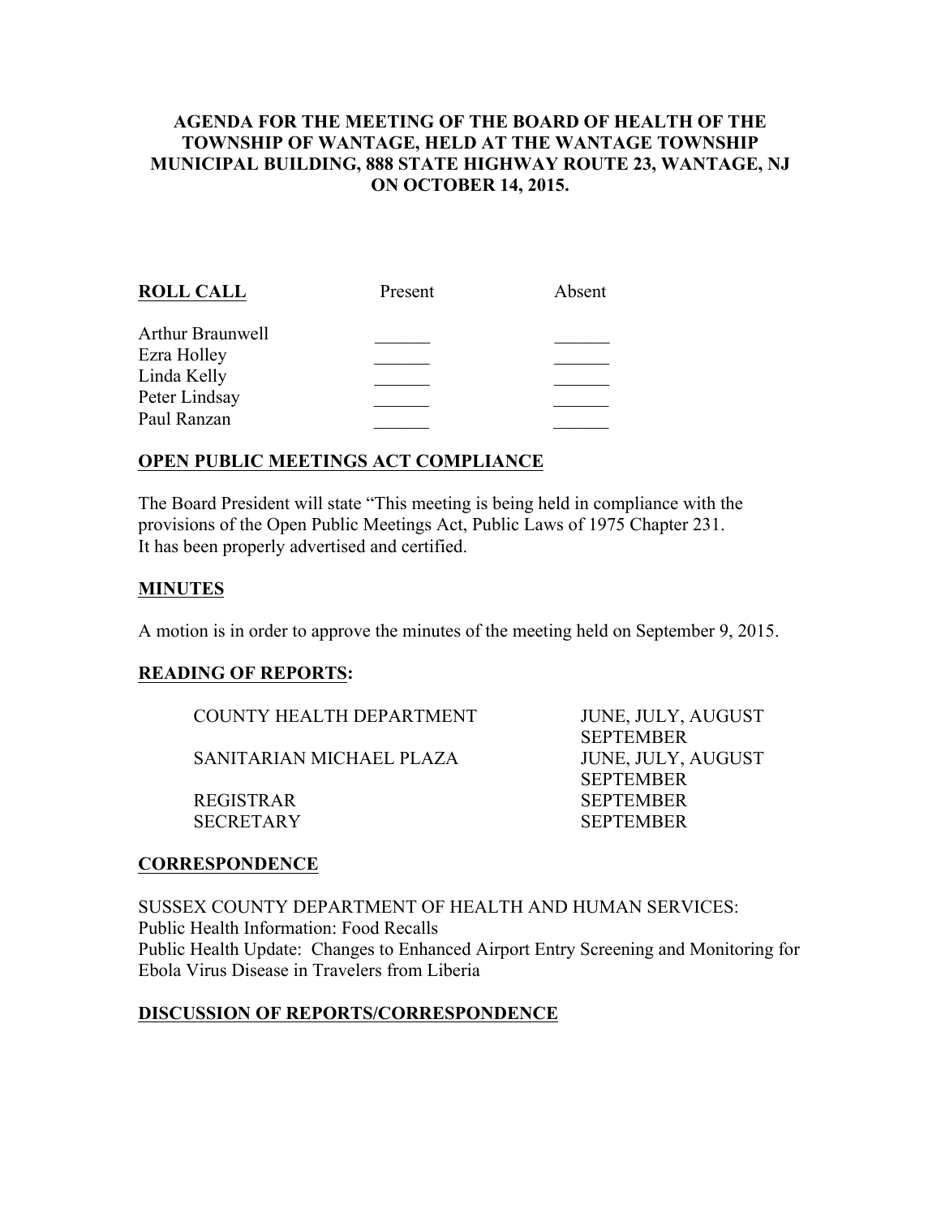**AGENDA FOR THE MEETING OF THE BOARD OF HEALTH OF THE TOWNSHIP OF WANTAGE, HELD AT THE WANTAGE TOWNSHIP MUNICIPAL BUILDING, 888 STATE HIGHWAY ROUTE 23, WANTAGE, NJ ON OCTOBER 14, 2015.**

## ROLL CALL

| ROLL CALL | Present | Absent |
|---|---|---|
| Arthur Braunwell | ______ | ______ |
| Ezra Holley | ______ | ______ |
| Linda Kelly | ______ | ______ |
| Peter Lindsay | ______ | ______ |
| Paul Ranzan | ______ | ______ |

## OPEN PUBLIC MEETINGS ACT COMPLIANCE

The Board President will state "This meeting is being held in compliance with the provisions of the Open Public Meetings Act, Public Laws of 1975 Chapter 231. It has been properly advertised and certified.

## MINUTES

A motion is in order to approve the minutes of the meeting held on September 9, 2015.

## READING OF REPORTS:

| | |
|---|---|
| COUNTY HEALTH DEPARTMENT | JUNE, JULY, AUGUST SEPTEMBER |
| SANITARIAN MICHAEL PLAZA | JUNE, JULY, AUGUST SEPTEMBER |
| REGISTRAR | SEPTEMBER |
| SECRETARY | SEPTEMBER |

## CORRESPONDENCE

SUSSEX COUNTY DEPARTMENT OF HEALTH AND HUMAN SERVICES:
Public Health Information: Food Recalls
Public Health Update: Changes to Enhanced Airport Entry Screening and Monitoring for Ebola Virus Disease in Travelers from Liberia

## DISCUSSION OF REPORTS/CORRESPONDENCE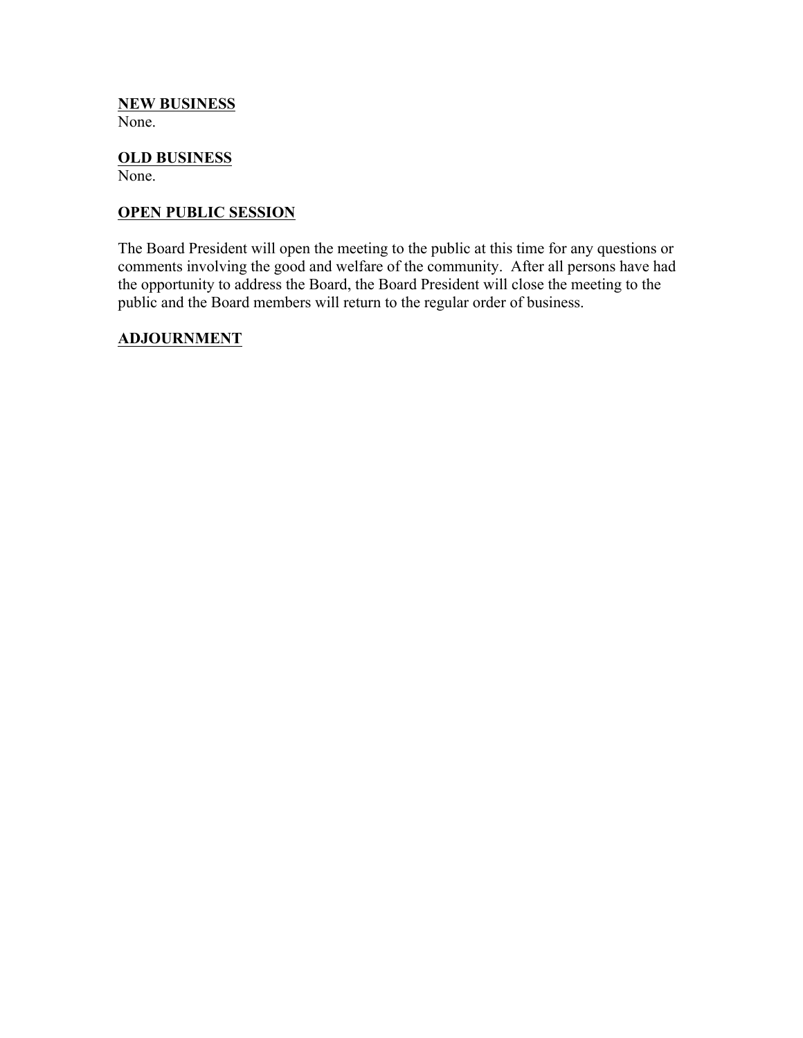**NEW BUSINESS**
None.

**OLD BUSINESS**
None.

**OPEN PUBLIC SESSION**

The Board President will open the meeting to the public at this time for any questions or comments involving the good and welfare of the community. After all persons have had the opportunity to address the Board, the Board President will close the meeting to the public and the Board members will return to the regular order of business.

**ADJOURNMENT**